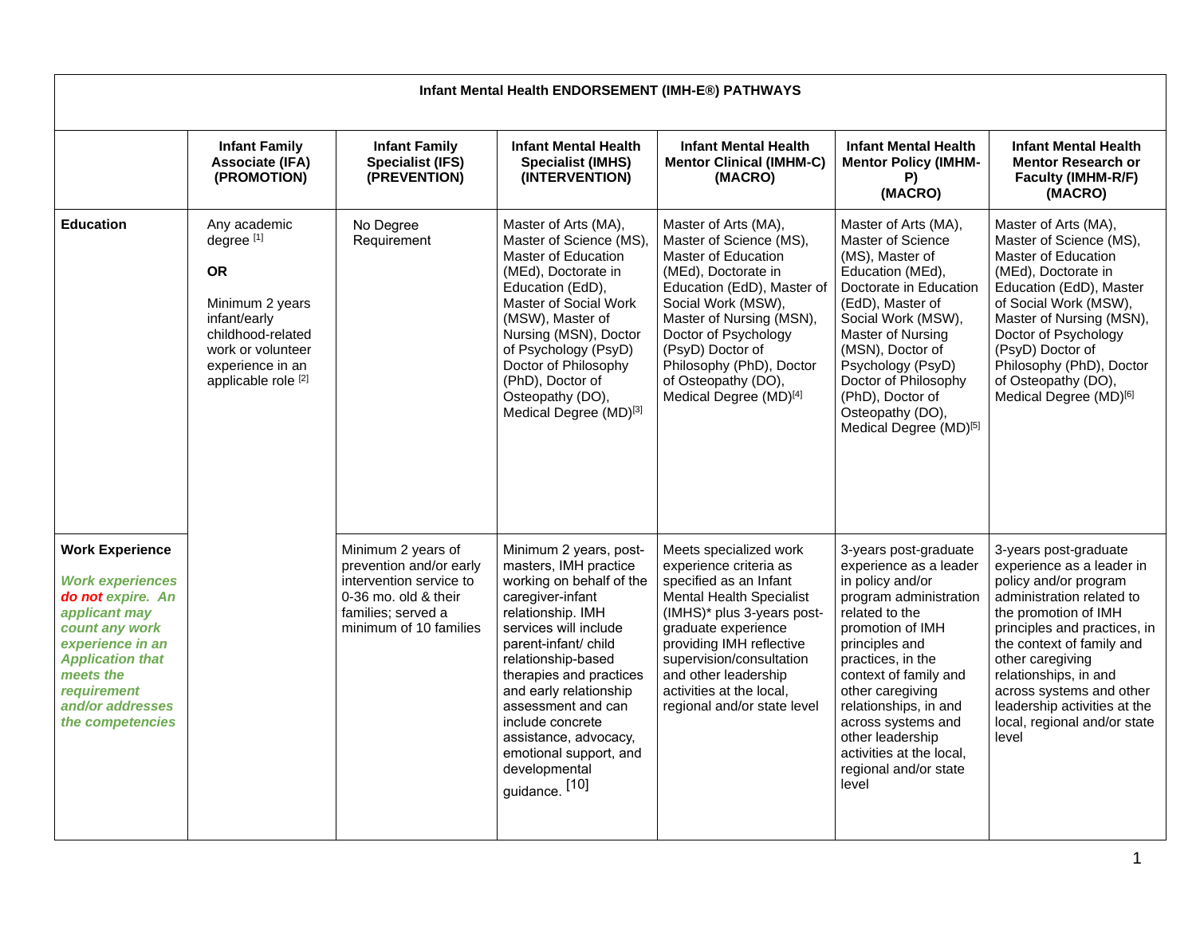| Infant Mental Health ENDORSEMENT (IMH-E®) PATHWAYS | | | | | | |
|---|---|---|---|---|---|---|
| | **Infant Family Associate (IFA) (PROMOTION)** | **Infant Family Specialist (IFS) (PREVENTION)** | **Infant Mental Health Specialist (IMHS) (INTERVENTION)** | **Infant Mental Health Mentor Clinical (IMHM-C) (MACRO)** | **Infant Mental Health Mentor Policy (IMHM-P) (MACRO)** | **Infant Mental Health Mentor Research or Faculty (IMHM-R/F) (MACRO)** |
| **Education** | Any academic degree [1] **OR** Minimum 2 years infant/early childhood-related work or volunteer experience in an applicable role [2] | No Degree Requirement | Master of Arts (MA), Master of Science (MS), Master of Education (MEd), Doctorate in Education (EdD), Master of Social Work (MSW), Master of Nursing (MSN), Doctor of Psychology (PsyD) Doctor of Philosophy (PhD), Doctor of Osteopathy (DO), Medical Degree (MD)[3] | Master of Arts (MA), Master of Science (MS), Master of Education (MEd), Doctorate in Education (EdD), Master of Social Work (MSW), Master of Nursing (MSN), Doctor of Psychology (PsyD) Doctor of Philosophy (PhD), Doctor of Osteopathy (DO), Medical Degree (MD)[4] | Master of Arts (MA), Master of Science (MS), Master of Education (MEd), Doctorate in Education (EdD), Master of Social Work (MSW), Master of Nursing (MSN), Doctor of Psychology (PsyD) Doctor of Philosophy (PhD), Doctor of Osteopathy (DO), Medical Degree (MD)[5] | Master of Arts (MA), Master of Science (MS), Master of Education (MEd), Doctorate in Education (EdD), Master of Social Work (MSW), Master of Nursing (MSN), Doctor of Psychology (PsyD) Doctor of Philosophy (PhD), Doctor of Osteopathy (DO), Medical Degree (MD)[6] |
| **Work Experience** ***Work experiences do not expire. An applicant may count any work experience in an Application that meets the requirement and/or addresses the competencies*** | | Minimum 2 years of prevention and/or early intervention service to 0-36 mo. old & their families; served a minimum of 10 families | Minimum 2 years, post-masters, IMH practice working on behalf of the caregiver-infant relationship. IMH services will include parent-infant/ child relationship-based therapies and practices and early relationship assessment and can include concrete assistance, advocacy, emotional support, and developmental guidance. [10] | Meets specialized work experience criteria as specified as an Infant Mental Health Specialist (IMHS)* plus 3-years post-graduate experience providing IMH reflective supervision/consultation and other leadership activities at the local, regional and/or state level | 3-years post-graduate experience as a leader in policy and/or program administration related to the promotion of IMH principles and practices, in the context of family and other caregiving relationships, in and across systems and other leadership activities at the local, regional and/or state level | 3-years post-graduate experience as a leader in policy and/or program administration related to the promotion of IMH principles and practices, in the context of family and other caregiving relationships, in and across systems and other leadership activities at the local, regional and/or state level |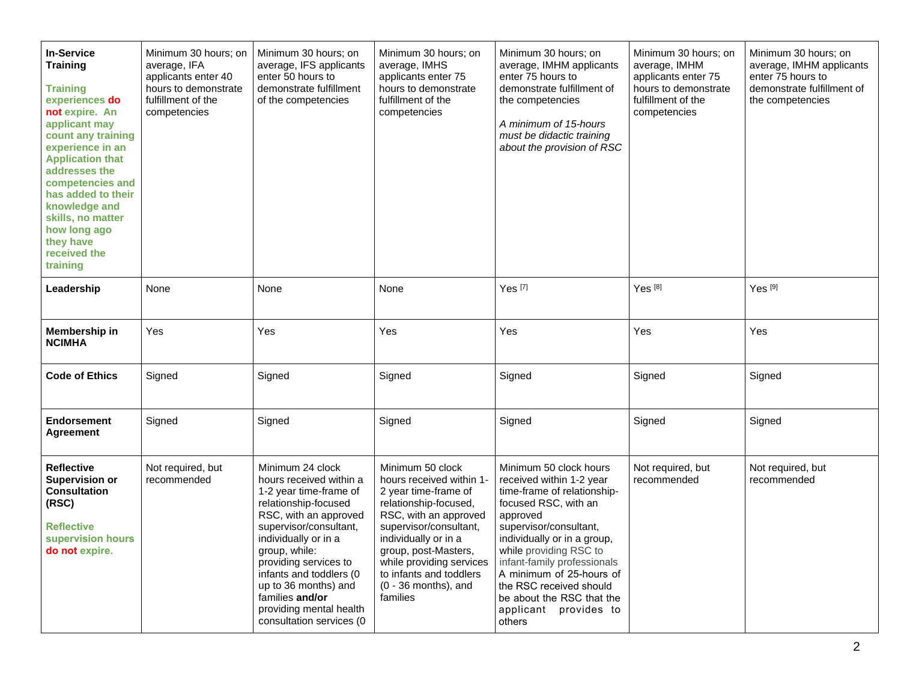| **In-Service Training** <br><br> **Training experiences do not expire. An applicant may count any training experience in an Application that addresses the competencies and has added to their knowledge and skills, no matter how long ago they have received the training** | Minimum 30 hours; on average, IFA applicants enter 40 hours to demonstrate fulfillment of the competencies | Minimum 30 hours; on average, IFS applicants enter 50 hours to demonstrate fulfillment of the competencies | Minimum 30 hours; on average, IMHS applicants enter 75 hours to demonstrate fulfillment of the competencies | Minimum 30 hours; on average, IMHM applicants enter 75 hours to demonstrate fulfillment of the competencies <br><br> *A minimum of 15-hours must be didactic training about the provision of RSC* | Minimum 30 hours; on average, IMHM applicants enter 75 hours to demonstrate fulfillment of the competencies | Minimum 30 hours; on average, IMHM applicants enter 75 hours to demonstrate fulfillment of the competencies |
|---|---|---|---|---|---|---|
| **Leadership** | None | None | None | Yes [7] | Yes [8] | Yes [9] |
| **Membership in NCIMHA** | Yes | Yes | Yes | Yes | Yes | Yes |
| **Code of Ethics** | Signed | Signed | Signed | Signed | Signed | Signed |
| **Endorsement Agreement** | Signed | Signed | Signed | Signed | Signed | Signed |
| **Reflective Supervision or Consultation (RSC)** <br><br> **Reflective supervision hours do not expire.** | Not required, but recommended | Minimum 24 clock hours received within a 1-2 year time-frame of relationship-focused RSC, with an approved supervisor/consultant, individually or in a group, while: providing services to infants and toddlers (0 up to 36 months) and families **and/or** providing mental health consultation services (0 | Minimum 50 clock hours received within 1-2 year time-frame of relationship-focused, RSC, with an approved supervisor/consultant, individually or in a group, post-Masters, while providing services to infants and toddlers (0 - 36 months), and families | Minimum 50 clock hours received within 1-2 year time-frame of relationship-focused RSC, with an approved supervisor/consultant, individually or in a group, while providing RSC to infant-family professionals A minimum of 25-hours of the RSC received should be about the RSC that the applicant provides to others | Not required, but recommended | Not required, but recommended |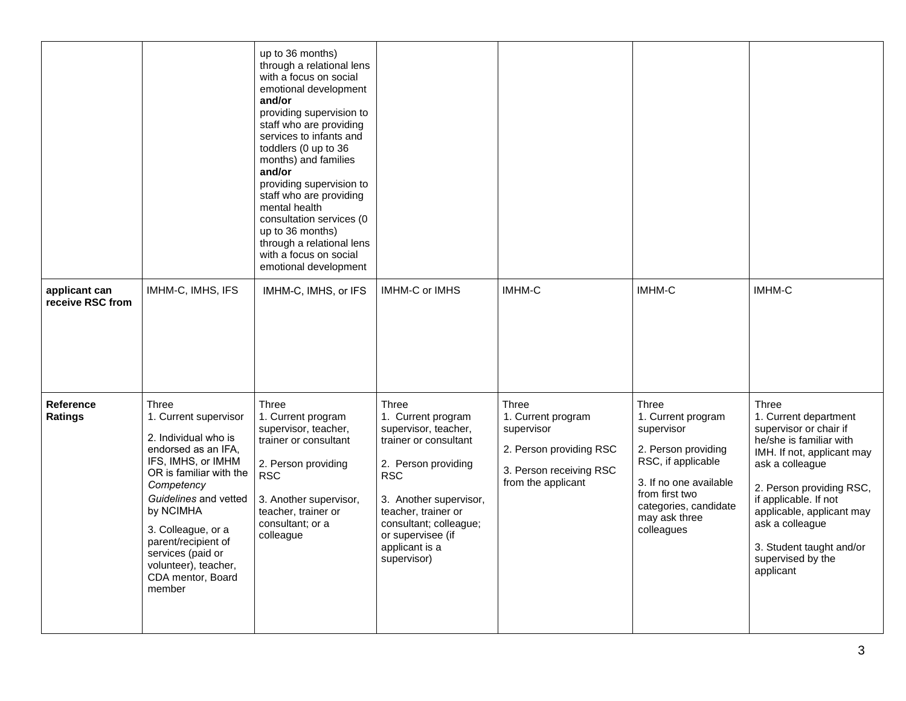| | | | | | | |
|---|---|---|---|---|---|---|
| | | up to 36 months) through a relational lens with a focus on social emotional development **and/or** providing supervision to staff who are providing services to infants and toddlers (0 up to 36 months) and families **and/or** providing supervision to staff who are providing mental health consultation services (0 up to 36 months) through a relational lens with a focus on social emotional development | | | | |
| **applicant can receive RSC from** | IMHM-C, IMHS, IFS | IMHM-C, IMHS, or IFS | IMHM-C or IMHS | IMHM-C | IMHM-C | IMHM-C |
| **Reference Ratings** | Three<br>1. Current supervisor<br>2. Individual who is endorsed as an IFA, IFS, IMHS, or IMHM OR is familiar with the *Competency Guidelines* and vetted by NCIMHA<br>3. Colleague, or a parent/recipient of services (paid or volunteer), teacher, CDA mentor, Board member | Three<br>1. Current program supervisor, teacher, trainer or consultant<br>2. Person providing RSC<br>3. Another supervisor, teacher, trainer or consultant; or a colleague | Three<br>1. Current program supervisor, teacher, trainer or consultant<br>2. Person providing RSC<br>3. Another supervisor, teacher, trainer or consultant; colleague; or supervisee (if applicant is a supervisor) | Three<br>1. Current program supervisor<br>2. Person providing RSC<br>3. Person receiving RSC from the applicant | Three<br>1. Current program supervisor<br>2. Person providing RSC, if applicable<br>3. If no one available from first two categories, candidate may ask three colleagues | Three<br>1. Current department supervisor or chair if he/she is familiar with IMH. If not, applicant may ask a colleague<br>2. Person providing RSC, if applicable. If not applicable, applicant may ask a colleague<br>3. Student taught and/or supervised by the applicant |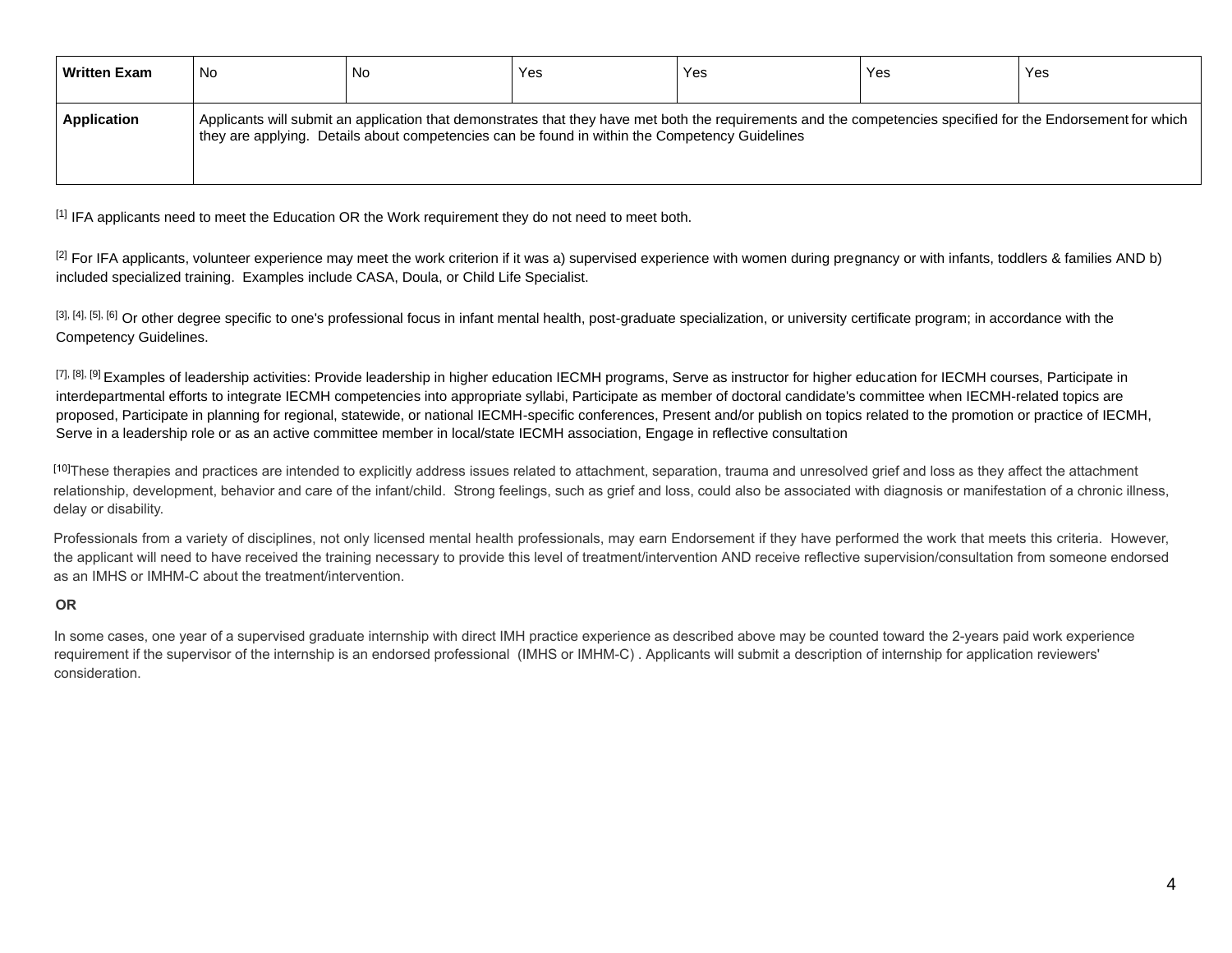| | | | | | | |
|---|---|---|---|---|---|---|
| **Written Exam** | No | No | Yes | Yes | Yes | Yes |
| **Application** | Applicants will submit an application that demonstrates that they have met both the requirements and the competencies specified for the Endorsement for which they are applying. Details about competencies can be found in within the Competency Guidelines | | | | | |

[1] IFA applicants need to meet the Education OR the Work requirement they do not need to meet both.

[2] For IFA applicants, volunteer experience may meet the work criterion if it was a) supervised experience with women during pregnancy or with infants, toddlers & families AND b) included specialized training. Examples include CASA, Doula, or Child Life Specialist.

[3], [4], [5], [6] Or other degree specific to one's professional focus in infant mental health, post-graduate specialization, or university certificate program; in accordance with the Competency Guidelines.

[7], [8], [9] Examples of leadership activities: Provide leadership in higher education IECMH programs, Serve as instructor for higher education for IECMH courses, Participate in interdepartmental efforts to integrate IECMH competencies into appropriate syllabi, Participate as member of doctoral candidate's committee when IECMH-related topics are proposed, Participate in planning for regional, statewide, or national IECMH-specific conferences, Present and/or publish on topics related to the promotion or practice of IECMH, Serve in a leadership role or as an active committee member in local/state IECMH association, Engage in reflective consultation

[10]These therapies and practices are intended to explicitly address issues related to attachment, separation, trauma and unresolved grief and loss as they affect the attachment relationship, development, behavior and care of the infant/child. Strong feelings, such as grief and loss, could also be associated with diagnosis or manifestation of a chronic illness, delay or disability.

Professionals from a variety of disciplines, not only licensed mental health professionals, may earn Endorsement if they have performed the work that meets this criteria. However, the applicant will need to have received the training necessary to provide this level of treatment/intervention AND receive reflective supervision/consultation from someone endorsed as an IMHS or IMHM-C about the treatment/intervention.

**OR**

In some cases, one year of a supervised graduate internship with direct IMH practice experience as described above may be counted toward the 2-years paid work experience requirement if the supervisor of the internship is an endorsed professional (IMHS or IMHM-C) . Applicants will submit a description of internship for application reviewers' consideration.